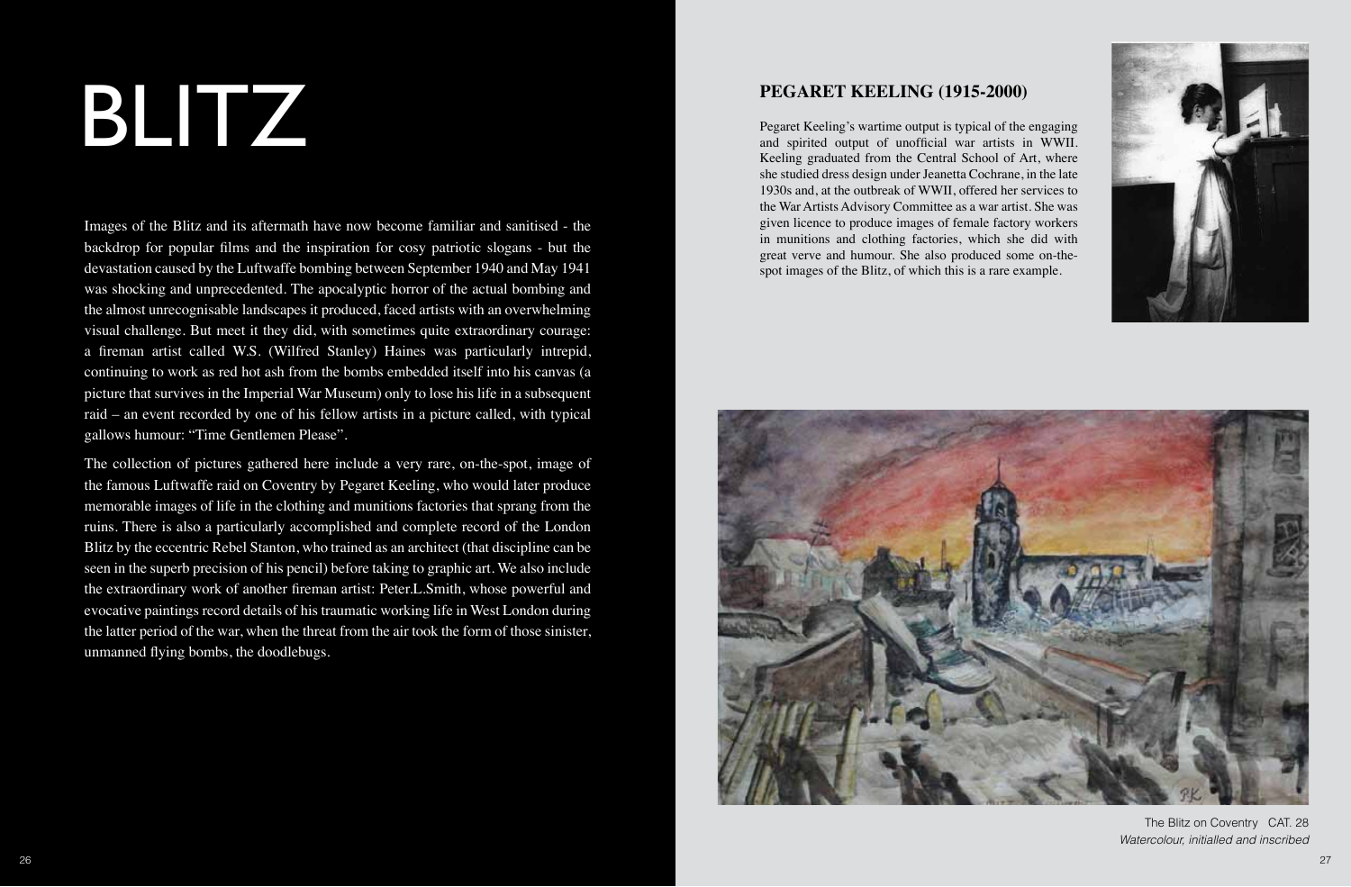# BLITZ

Images of the Blitz and its aftermath have now become familiar and sanitised - the backdrop for popular films and the inspiration for cosy patriotic slogans - but the devastation caused by the Luftwaffe bombing between September 1940 and May 1941 was shocking and unprecedented. The apocalyptic horror of the actual bombing and the almost unrecognisable landscapes it produced, faced artists with an overwhelming visual challenge. But meet it they did, with sometimes quite extraordinary courage: a fireman artist called W.S. (Wilfred Stanley) Haines was particularly intrepid, continuing to work as red hot ash from the bombs embedded itself into his canvas (a picture that survives in the Imperial War Museum) only to lose his life in a subsequent raid – an event recorded by one of his fellow artists in a picture called, with typical gallows humour: "Time Gentlemen Please".

The collection of pictures gathered here include a very rare, on-the-spot, image of the famous Luftwaffe raid on Coventry by Pegaret Keeling, who would later produce memorable images of life in the clothing and munitions factories that sprang from the ruins. There is also a particularly accomplished and complete record of the London Blitz by the eccentric Rebel Stanton, who trained as an architect (that discipline can be seen in the superb precision of his pencil) before taking to graphic art. We also include the extraordinary work of another fireman artist: Peter.L.Smith, whose powerful and evocative paintings record details of his traumatic working life in West London during the latter period of the war, when the threat from the air took the form of those sinister, unmanned flying bombs, the doodlebugs.

## PEGARET KEELING (1915-2000)

Pegaret Keeling's wartime output is typical of the engaging and spirited output of unofficial war artists in WWII. Keeling graduated from the Central School of Art, where she studied dress design under Jeanetta Cochrane, in the late 1930s and, at the outbreak of WWII, offered her services to the War Artists Advisory Committee as a war artist. She was given licence to produce images of female factory workers in munitions and clothing factories, which she did with great verve and humour. She also produced some on-the-spot images of the Blitz, of which this is a rare example.

The Blitz on Coventry CAT. 28
*Watercolour, initialled and inscribed*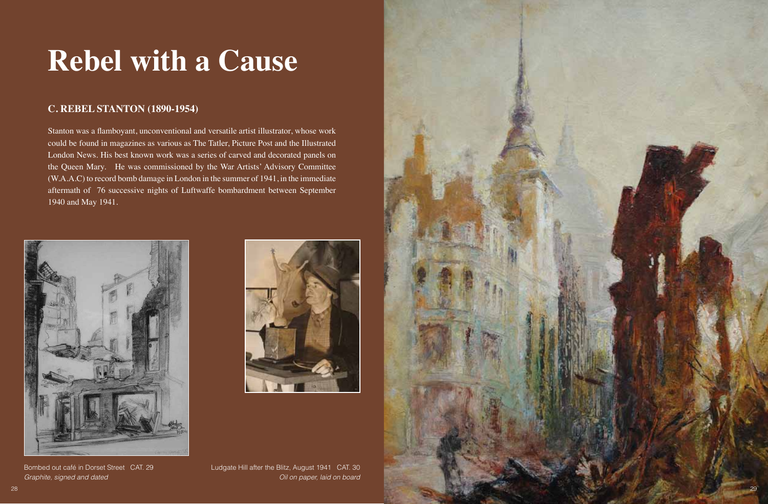# Rebel with a Cause

## C. REBEL STANTON (1890-1954)

Stanton was a flamboyant, unconventional and versatile artist illustrator, whose work could be found in magazines as various as The Tatler, Picture Post and the Illustrated London News. His best known work was a series of carved and decorated panels on the Queen Mary. He was commissioned by the War Artists' Advisory Committee (W.A.A.C) to record bomb damage in London in the summer of 1941, in the immediate aftermath of 76 successive nights of Luftwaffe bombardment between September 1940 and May 1941.

Bombed out café in Dorset Street CAT. 29
*Graphite, signed and dated*

Ludgate Hill after the Blitz, August 1941 CAT. 30
*Oil on paper, laid on board*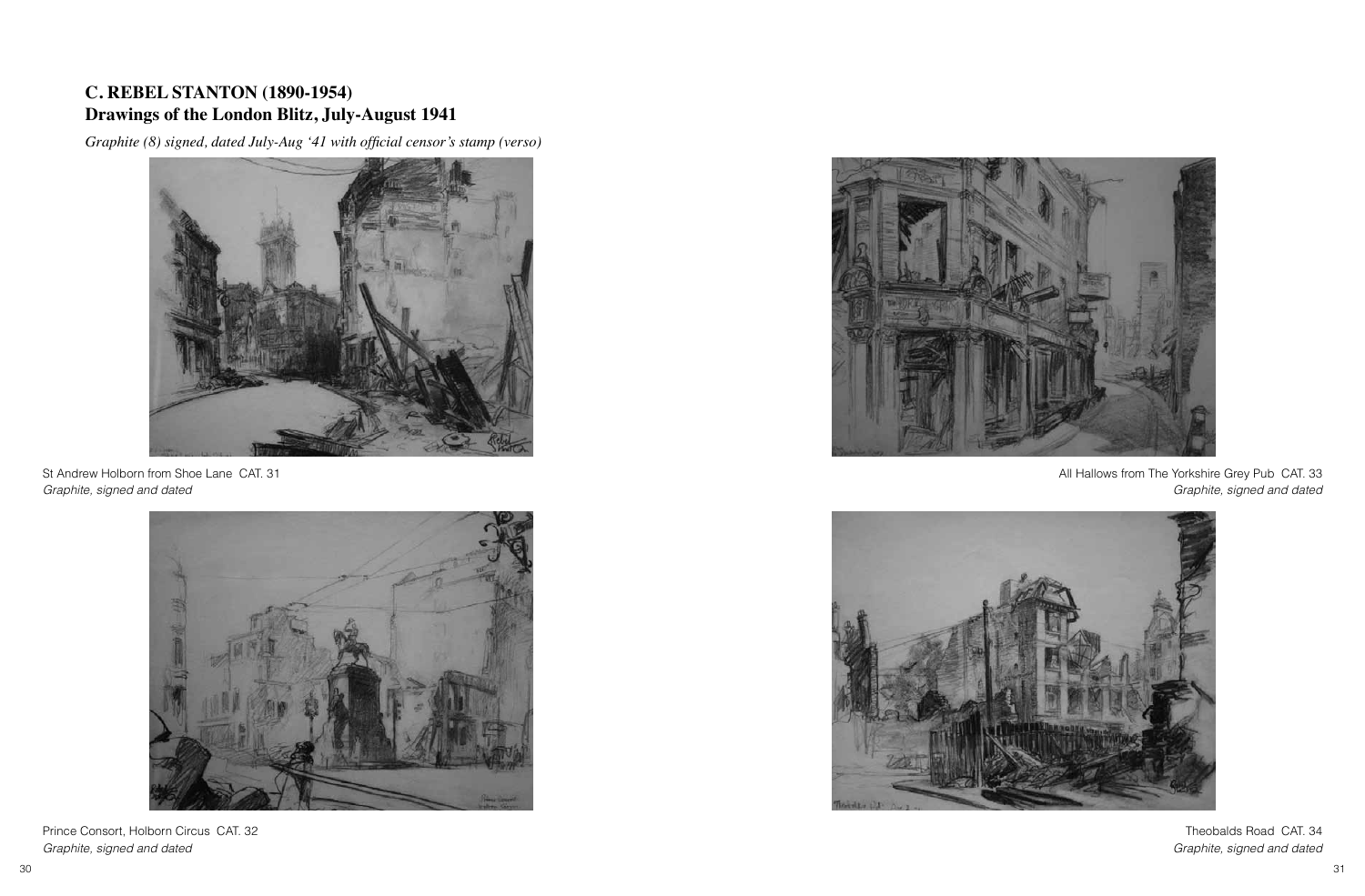## C. REBEL STANTON (1890-1954)
## Drawings of the London Blitz, July-August 1941

*Graphite (8) signed, dated July-Aug '41 with official censor's stamp (verso)*

St Andrew Holborn from Shoe Lane CAT. 31
*Graphite, signed and dated*

Prince Consort, Holborn Circus CAT. 32
*Graphite, signed and dated*

All Hallows from The Yorkshire Grey Pub CAT. 33
*Graphite, signed and dated*

Theobalds Road CAT. 34
*Graphite, signed and dated*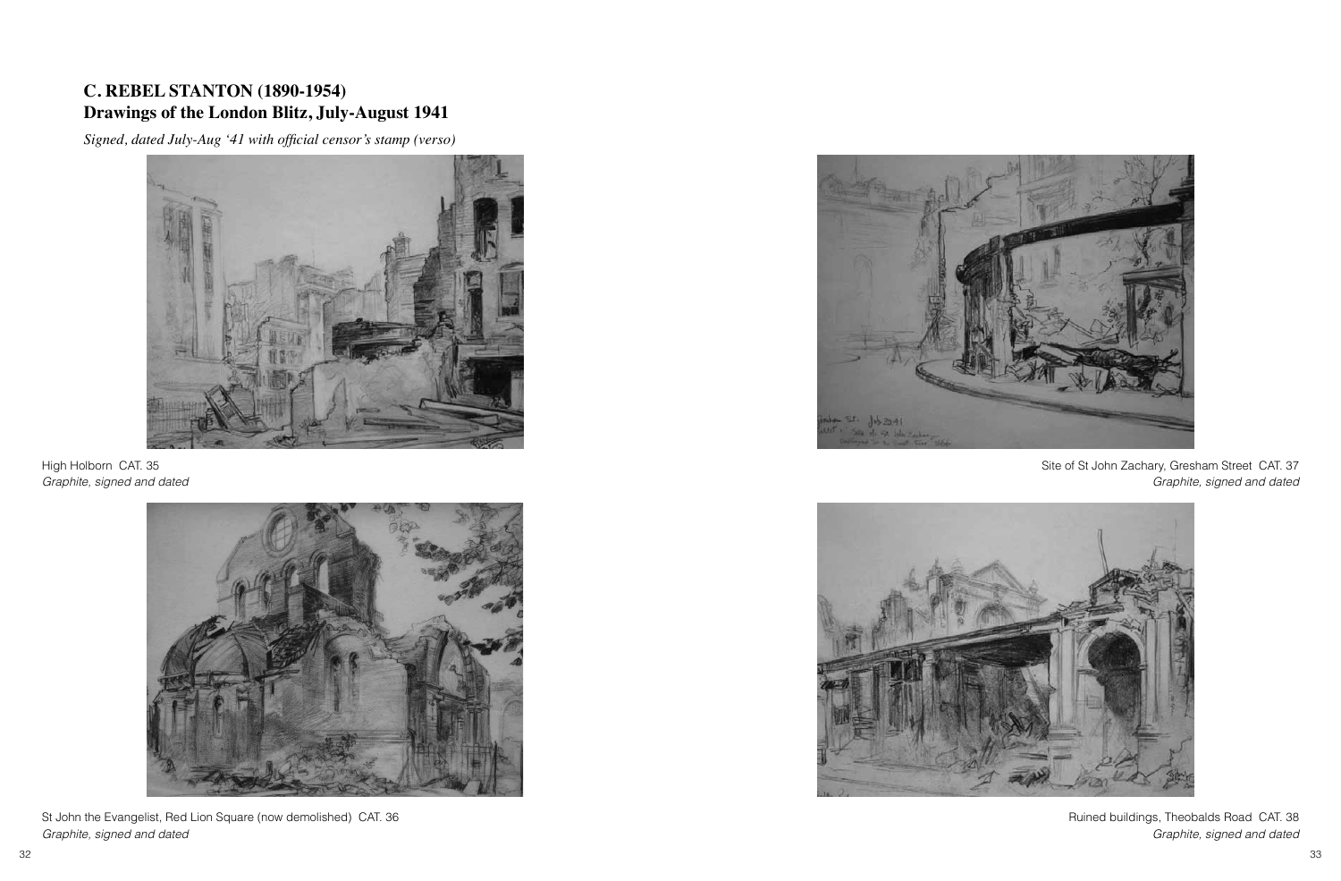## C. REBEL STANTON (1890-1954)
## Drawings of the London Blitz, July-August 1941

*Signed, dated July-Aug '41 with official censor's stamp (verso)*

High Holborn CAT. 35
*Graphite, signed and dated*

St John the Evangelist, Red Lion Square (now demolished) CAT. 36
*Graphite, signed and dated*

Site of St John Zachary, Gresham Street CAT. 37
*Graphite, signed and dated*

Ruined buildings, Theobalds Road CAT. 38
*Graphite, signed and dated*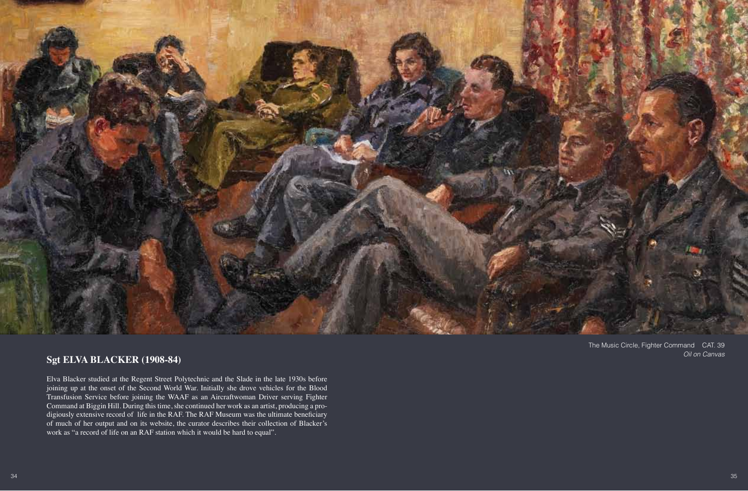The Music Circle, Fighter Command CAT. 39
*Oil on Canvas*

## Sgt ELVA BLACKER (1908-84)

Elva Blacker studied at the Regent Street Polytechnic and the Slade in the late 1930s before joining up at the onset of the Second World War. Initially she drove vehicles for the Blood Transfusion Service before joining the WAAF as an Aircraftwoman Driver serving Fighter Command at Biggin Hill. During this time, she continued her work as an artist, producing a prodigiously extensive record of life in the RAF. The RAF Museum was the ultimate beneficiary of much of her output and on its website, the curator describes their collection of Blacker's work as "a record of life on an RAF station which it would be hard to equal".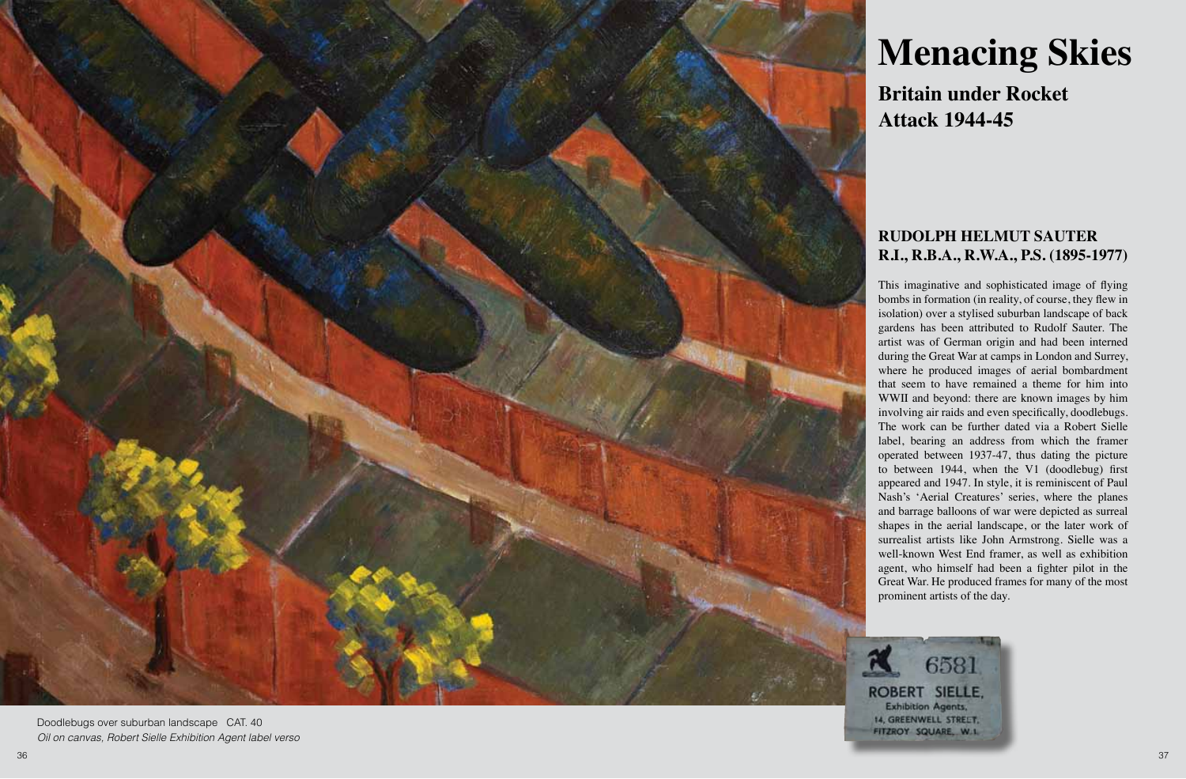# Menacing Skies

## Britain under Rocket Attack 1944-45

### RUDOLPH HELMUT SAUTER R.I., R.B.A., R.W.A., P.S. (1895-1977)

This imaginative and sophisticated image of flying bombs in formation (in reality, of course, they flew in isolation) over a stylised suburban landscape of back gardens has been attributed to Rudolf Sauter. The artist was of German origin and had been interned during the Great War at camps in London and Surrey, where he produced images of aerial bombardment that seem to have remained a theme for him into WWII and beyond: there are known images by him involving air raids and even specifically, doodlebugs. The work can be further dated via a Robert Sielle label, bearing an address from which the framer operated between 1937-47, thus dating the picture to between 1944, when the V1 (doodlebug) first appeared and 1947. In style, it is reminiscent of Paul Nash's 'Aerial Creatures' series, where the planes and barrage balloons of war were depicted as surreal shapes in the aerial landscape, or the later work of surrealist artists like John Armstrong. Sielle was a well-known West End framer, as well as exhibition agent, who himself had been a fighter pilot in the Great War. He produced frames for many of the most prominent artists of the day.

6581
ROBERT SIELLE,
Exhibition Agents,
14, GREENWELL STREET,
FITZROY SQUARE, W.1.

Doodlebugs over suburban landscape CAT. 40
*Oil on canvas, Robert Sielle Exhibition Agent label verso*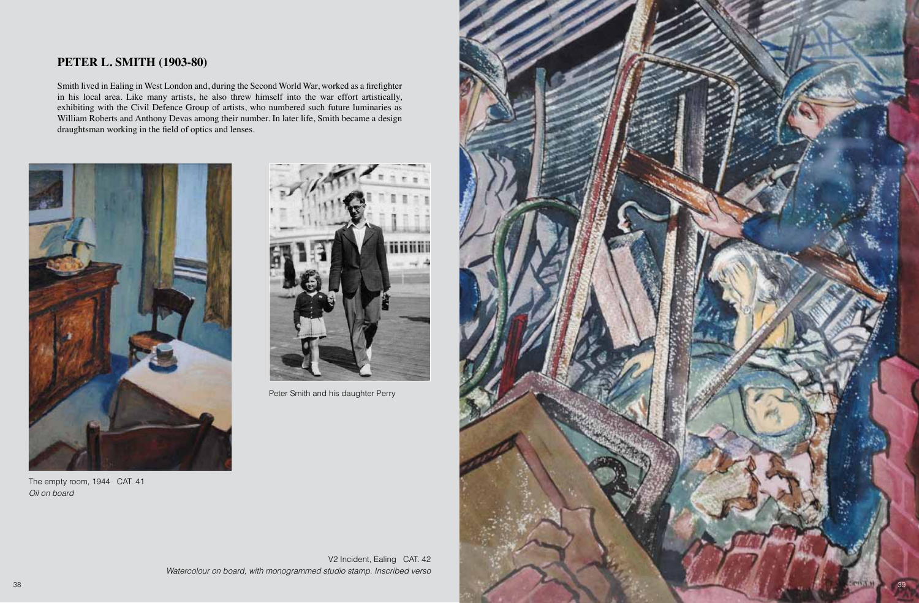## PETER L. SMITH (1903-80)

Smith lived in Ealing in West London and, during the Second World War, worked as a firefighter in his local area. Like many artists, he also threw himself into the war effort artistically, exhibiting with the Civil Defence Group of artists, who numbered such future luminaries as William Roberts and Anthony Devas among their number. In later life, Smith became a design draughtsman working in the field of optics and lenses.

The empty room, 1944 CAT. 41
*Oil on board*

Peter Smith and his daughter Perry

V2 Incident, Ealing CAT. 42
*Watercolour on board, with monogrammed studio stamp. Inscribed verso*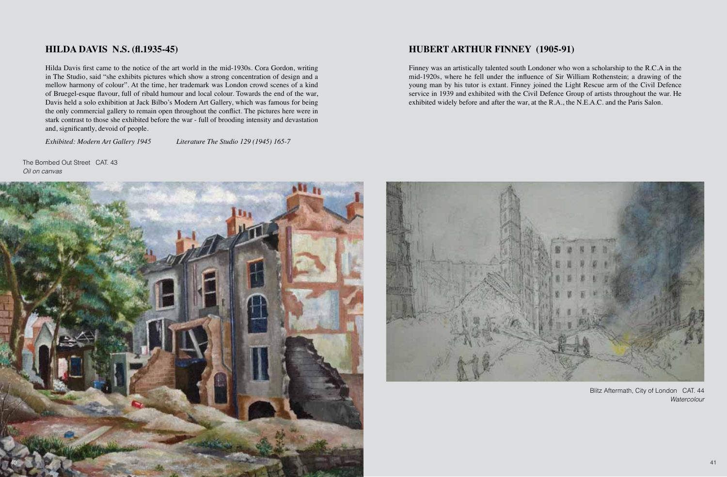## HILDA DAVIS N.S. (fl.1935-45)

Hilda Davis first came to the notice of the art world in the mid-1930s. Cora Gordon, writing in The Studio, said "she exhibits pictures which show a strong concentration of design and a mellow harmony of colour". At the time, her trademark was London crowd scenes of a kind of Bruegel-esque flavour, full of ribald humour and local colour. Towards the end of the war, Davis held a solo exhibition at Jack Bilbo's Modern Art Gallery, which was famous for being the only commercial gallery to remain open throughout the conflict. The pictures here were in stark contrast to those she exhibited before the war - full of brooding intensity and devastation and, significantly, devoid of people.

*Exhibited: Modern Art Gallery 1945* *Literature The Studio 129 (1945) 165-7*

The Bombed Out Street CAT. 43
*Oil on canvas*

## HUBERT ARTHUR FINNEY (1905-91)

Finney was an artistically talented south Londoner who won a scholarship to the R.C.A in the mid-1920s, where he fell under the influence of Sir William Rothenstein; a drawing of the young man by his tutor is extant. Finney joined the Light Rescue arm of the Civil Defence service in 1939 and exhibited with the Civil Defence Group of artists throughout the war. He exhibited widely before and after the war, at the R.A., the N.E.A.C. and the Paris Salon.

Blitz Aftermath, City of London CAT. 44
*Watercolour*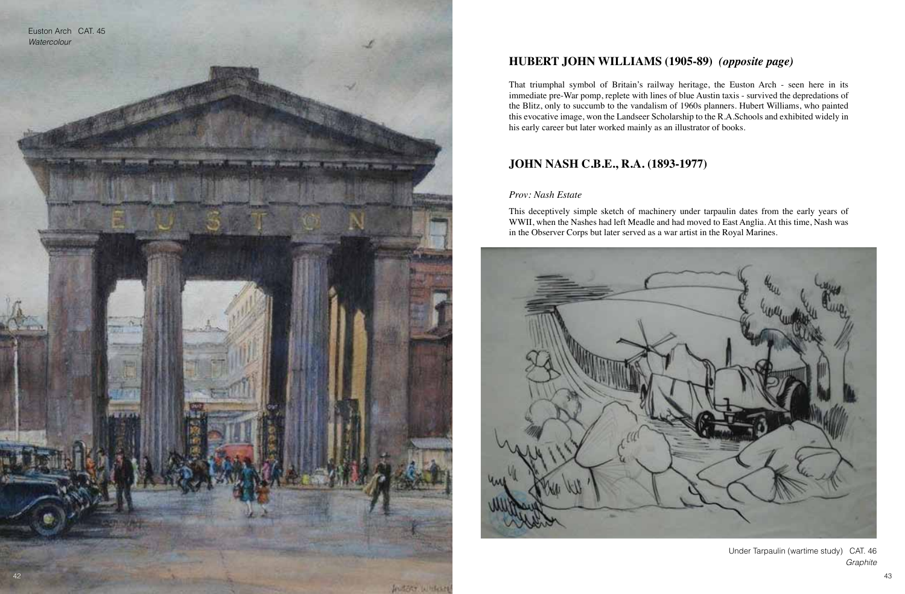Euston Arch CAT. 45
*Watercolour*

## HUBERT JOHN WILLIAMS (1905-89) *(opposite page)*

That triumphal symbol of Britain's railway heritage, the Euston Arch - seen here in its immediate pre-War pomp, replete with lines of blue Austin taxis - survived the depredations of the Blitz, only to succumb to the vandalism of 1960s planners. Hubert Williams, who painted this evocative image, won the Landseer Scholarship to the R.A.Schools and exhibited widely in his early career but later worked mainly as an illustrator of books.

## JOHN NASH C.B.E., R.A. (1893-1977)

*Prov: Nash Estate*

This deceptively simple sketch of machinery under tarpaulin dates from the early years of WWII, when the Nashes had left Meadle and had moved to East Anglia. At this time, Nash was in the Observer Corps but later served as a war artist in the Royal Marines.

Under Tarpaulin (wartime study) CAT. 46
*Graphite*